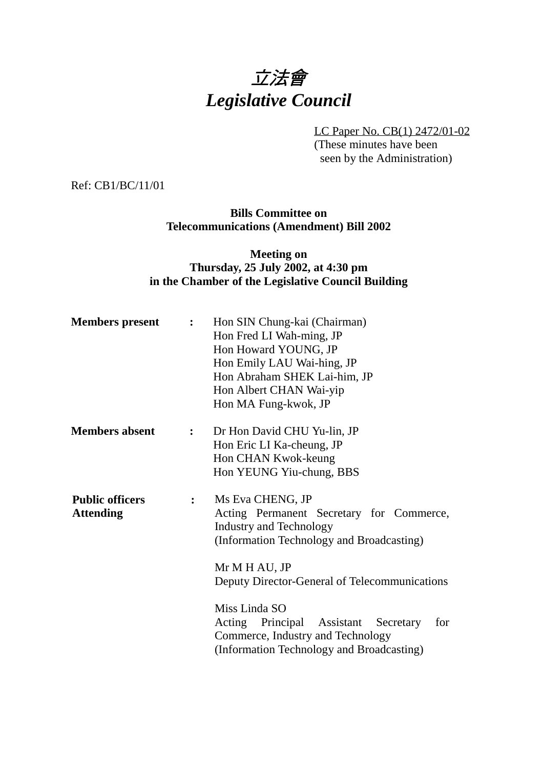# *立法會*
# *Legislative Council*

LC Paper No. CB(1) 2472/01-02
(These minutes have been seen by the Administration)

Ref: CB1/BC/11/01

**Bills Committee on**
**Telecommunications (Amendment) Bill 2002**

**Meeting on**
**Thursday, 25 July 2002, at 4:30 pm**
**in the Chamber of the Legislative Council Building**

**Members present** :
Hon SIN Chung-kai (Chairman)
Hon Fred LI Wah-ming, JP
Hon Howard YOUNG, JP
Hon Emily LAU Wai-hing, JP
Hon Abraham SHEK Lai-him, JP
Hon Albert CHAN Wai-yip
Hon MA Fung-kwok, JP

**Members absent** :
Dr Hon David CHU Yu-lin, JP
Hon Eric LI Ka-cheung, JP
Hon CHAN Kwok-keung
Hon YEUNG Yiu-chung, BBS

**Public officers Attending** :
Ms Eva CHENG, JP
Acting Permanent Secretary for Commerce, Industry and Technology
(Information Technology and Broadcasting)

Mr M H AU, JP
Deputy Director-General of Telecommunications

Miss Linda SO
Acting Principal Assistant Secretary for Commerce, Industry and Technology
(Information Technology and Broadcasting)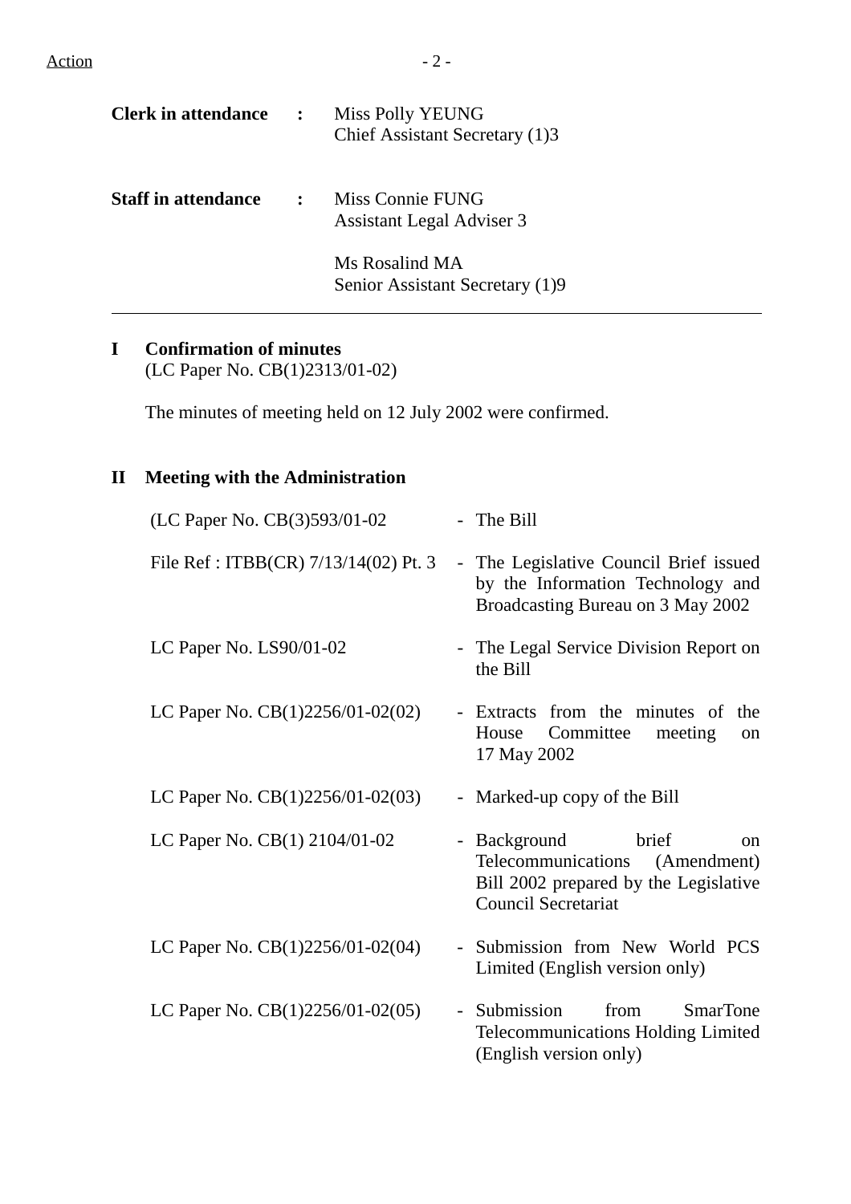| | | |
|---|---|---|
| **Clerk in attendance** | : | Miss Polly YEUNG<br>Chief Assistant Secretary (1)3 |
| **Staff in attendance** | : | Miss Connie FUNG<br>Assistant Legal Adviser 3<br><br>Ms Rosalind MA<br>Senior Assistant Secretary (1)9 |

---

## I Confirmation of minutes

(LC Paper No. CB(1)2313/01-02)

The minutes of meeting held on 12 July 2002 were confirmed.

## II Meeting with the Administration

| | |
|---|---|
| (LC Paper No. CB(3)593/01-02 | - The Bill |
| File Ref : ITBB(CR) 7/13/14(02) Pt. 3 | - The Legislative Council Brief issued by the Information Technology and Broadcasting Bureau on 3 May 2002 |
| LC Paper No. LS90/01-02 | - The Legal Service Division Report on the Bill |
| LC Paper No. CB(1)2256/01-02(02) | - Extracts from the minutes of the House Committee meeting on 17 May 2002 |
| LC Paper No. CB(1)2256/01-02(03) | - Marked-up copy of the Bill |
| LC Paper No. CB(1) 2104/01-02 | - Background brief on Telecommunications (Amendment) Bill 2002 prepared by the Legislative Council Secretariat |
| LC Paper No. CB(1)2256/01-02(04) | - Submission from New World PCS Limited (English version only) |
| LC Paper No. CB(1)2256/01-02(05) | - Submission from SmarTone Telecommunications Holding Limited (English version only) |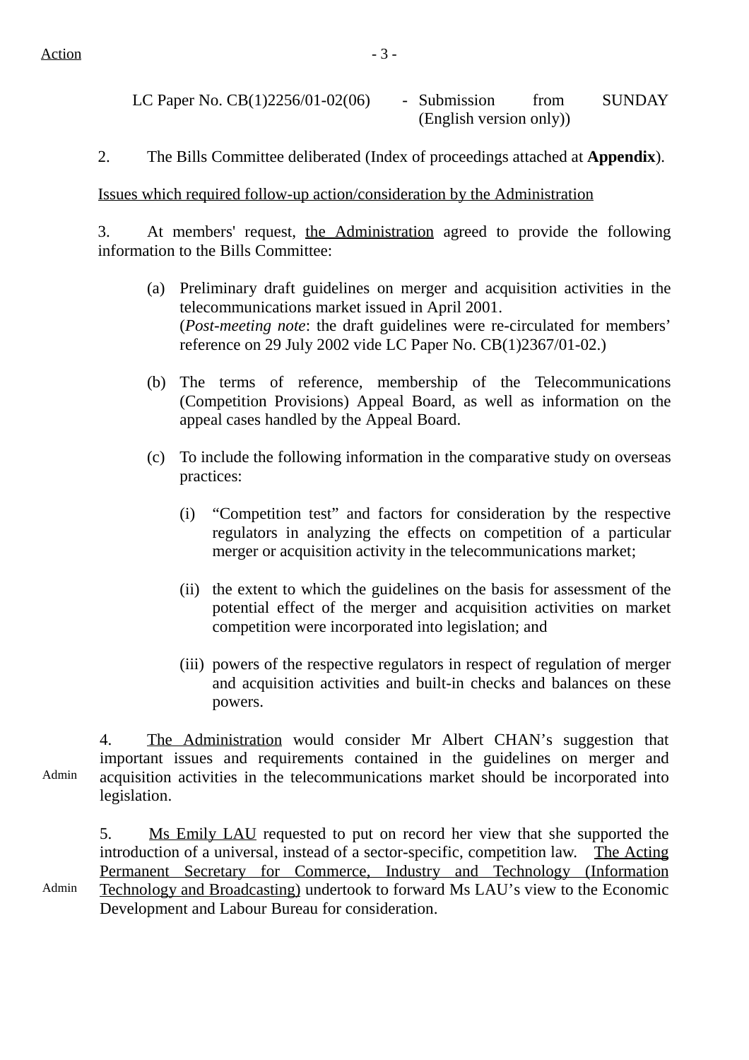Action

LC Paper No. CB(1)2256/01-02(06) - Submission from SUNDAY (English version only))

2. The Bills Committee deliberated (Index of proceedings attached at **Appendix**).

Issues which required follow-up action/consideration by the Administration

3. At members' request, the Administration agreed to provide the following information to the Bills Committee:

(a) Preliminary draft guidelines on merger and acquisition activities in the telecommunications market issued in April 2001.
(*Post-meeting note*: the draft guidelines were re-circulated for members' reference on 29 July 2002 vide LC Paper No. CB(1)2367/01-02.)

(b) The terms of reference, membership of the Telecommunications (Competition Provisions) Appeal Board, as well as information on the appeal cases handled by the Appeal Board.

(c) To include the following information in the comparative study on overseas practices:

(i) "Competition test" and factors for consideration by the respective regulators in analyzing the effects on competition of a particular merger or acquisition activity in the telecommunications market;

(ii) the extent to which the guidelines on the basis for assessment of the potential effect of the merger and acquisition activities on market competition were incorporated into legislation; and

(iii) powers of the respective regulators in respect of regulation of merger and acquisition activities and built-in checks and balances on these powers.

Admin

4. The Administration would consider Mr Albert CHAN's suggestion that important issues and requirements contained in the guidelines on merger and acquisition activities in the telecommunications market should be incorporated into legislation.

Admin

5. Ms Emily LAU requested to put on record her view that she supported the introduction of a universal, instead of a sector-specific, competition law. The Acting Permanent Secretary for Commerce, Industry and Technology (Information Technology and Broadcasting) undertook to forward Ms LAU's view to the Economic Development and Labour Bureau for consideration.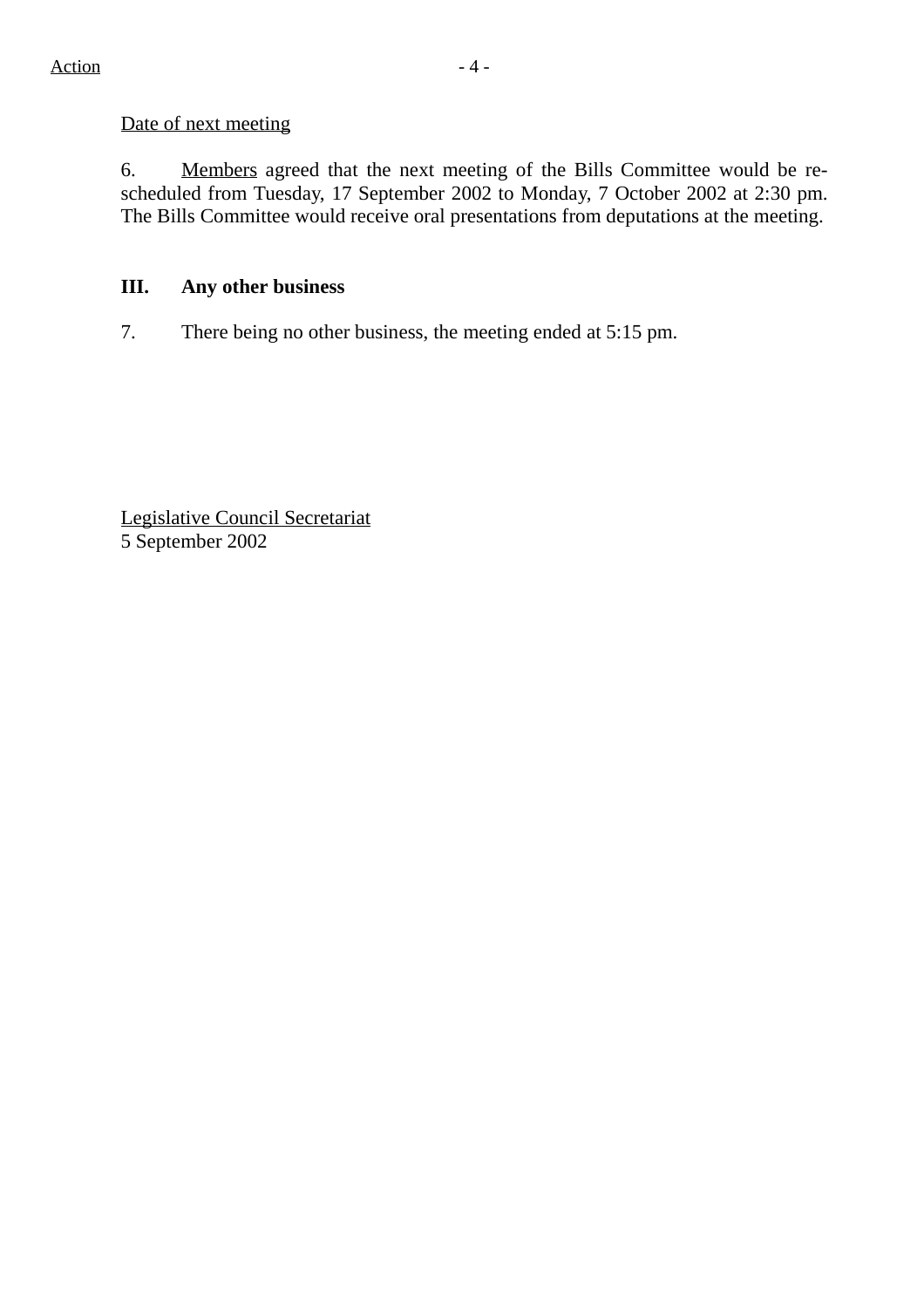Action

Date of next meeting

6. Members agreed that the next meeting of the Bills Committee would be re-scheduled from Tuesday, 17 September 2002 to Monday, 7 October 2002 at 2:30 pm. The Bills Committee would receive oral presentations from deputations at the meeting.

**III. Any other business**

7. There being no other business, the meeting ended at 5:15 pm.

Legislative Council Secretariat
5 September 2002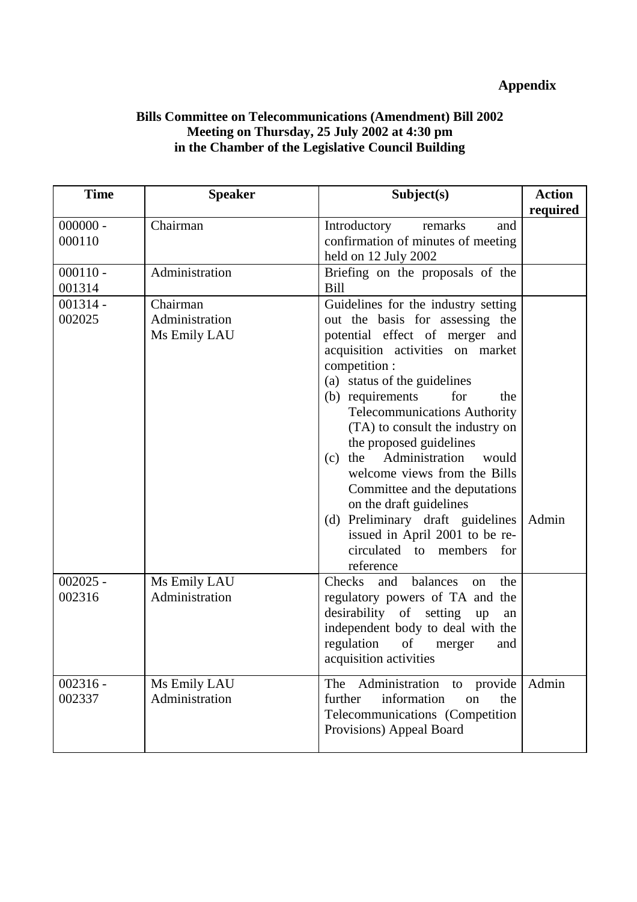**Appendix**

**Bills Committee on Telecommunications (Amendment) Bill 2002**
**Meeting on Thursday, 25 July 2002 at 4:30 pm**
**in the Chamber of the Legislative Council Building**

| Time | Speaker | Subject(s) | Action required |
|---|---|---|---|
| 000000 - 000110 | Chairman | Introductory remarks and confirmation of minutes of meeting held on 12 July 2002 | |
| 000110 - 001314 | Administration | Briefing on the proposals of the Bill | |
| 001314 - 002025 | Chairman<br>Administration<br>Ms Emily LAU | Guidelines for the industry setting out the basis for assessing the potential effect of merger and acquisition activities on market competition :<br>(a) status of the guidelines<br>(b) requirements for the Telecommunications Authority (TA) to consult the industry on the proposed guidelines<br>(c) the Administration would welcome views from the Bills Committee and the deputations on the draft guidelines<br>(d) Preliminary draft guidelines issued in April 2001 to be re-circulated to members for reference | Admin |
| 002025 - 002316 | Ms Emily LAU<br>Administration | Checks and balances on the regulatory powers of TA and the desirability of setting up an independent body to deal with the regulation of merger and acquisition activities | |
| 002316 - 002337 | Ms Emily LAU<br>Administration | The Administration to provide further information on the Telecommunications (Competition Provisions) Appeal Board | Admin |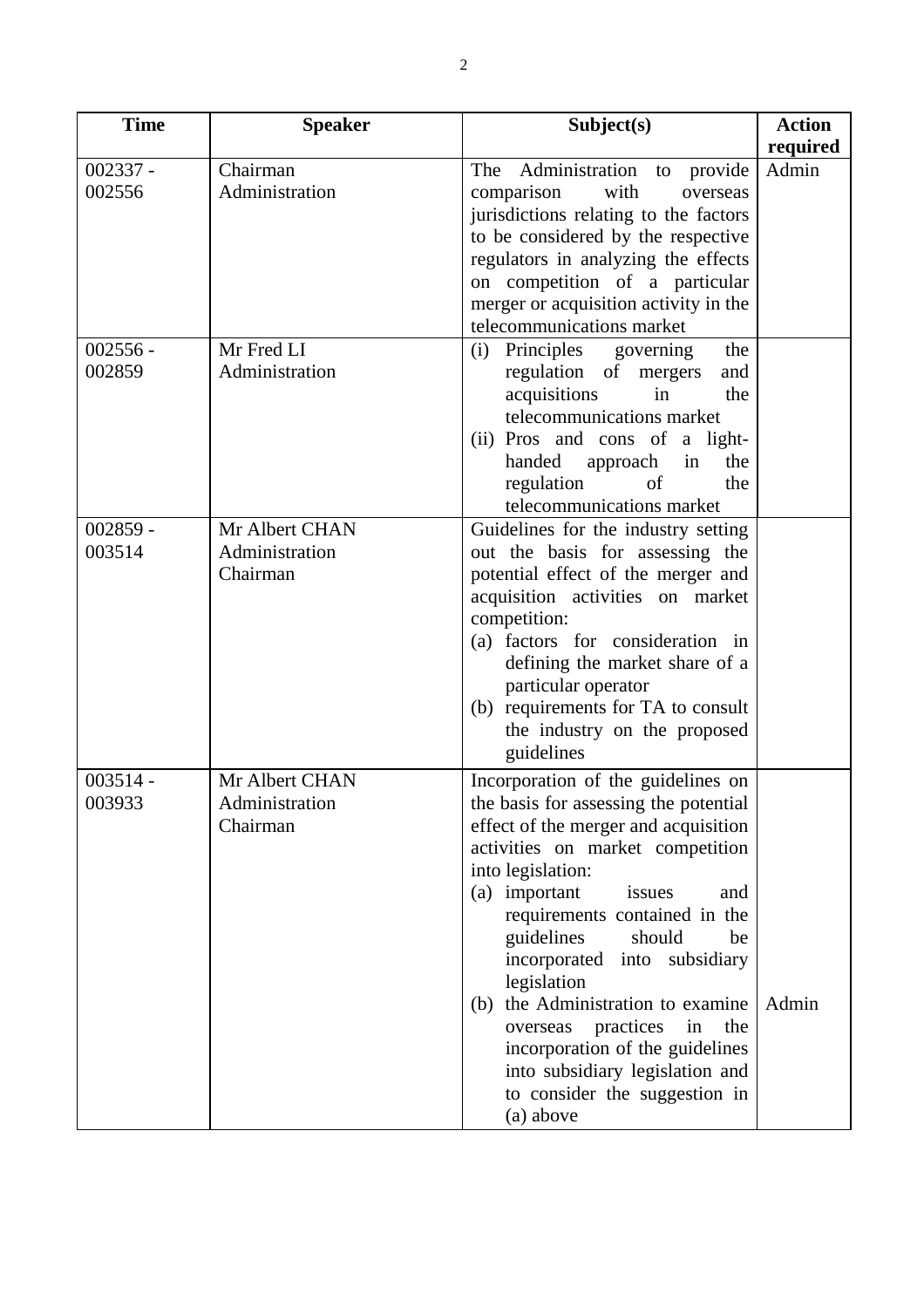| Time | Speaker | Subject(s) | Action required |
|---|---|---|---|
| 002337 - 002556 | Chairman<br>Administration | The Administration to provide comparison with overseas jurisdictions relating to the factors to be considered by the respective regulators in analyzing the effects on competition of a particular merger or acquisition activity in the telecommunications market | Admin |
| 002556 - 002859 | Mr Fred LI<br>Administration | (i) Principles governing the regulation of mergers and acquisitions in the telecommunications market<br>(ii) Pros and cons of a light-handed approach in the regulation of the telecommunications market | |
| 002859 - 003514 | Mr Albert CHAN<br>Administration<br>Chairman | Guidelines for the industry setting out the basis for assessing the potential effect of the merger and acquisition activities on market competition:<br>(a) factors for consideration in defining the market share of a particular operator<br>(b) requirements for TA to consult the industry on the proposed guidelines | |
| 003514 - 003933 | Mr Albert CHAN<br>Administration<br>Chairman | Incorporation of the guidelines on the basis for assessing the potential effect of the merger and acquisition activities on market competition into legislation:<br>(a) important issues and requirements contained in the guidelines should be incorporated into subsidiary legislation<br>(b) the Administration to examine overseas practices in the incorporation of the guidelines into subsidiary legislation and to consider the suggestion in (a) above | Admin |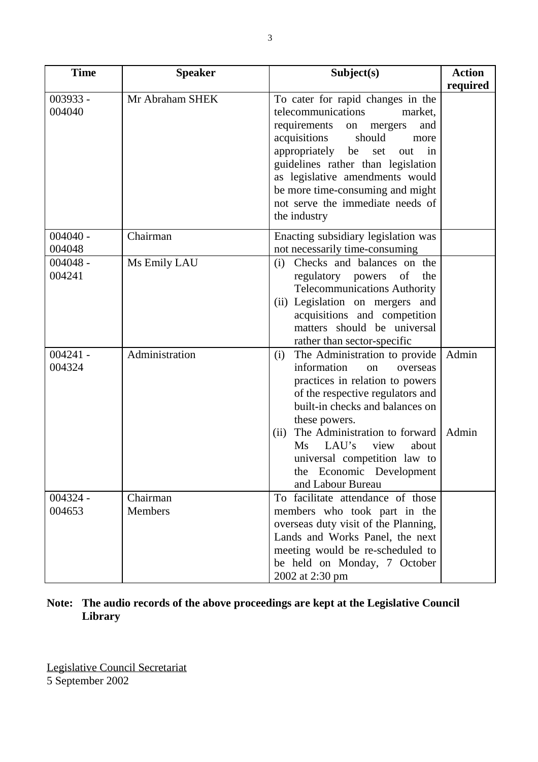| Time | Speaker | Subject(s) | Action required |
| --- | --- | --- | --- |
| 003933 - 004040 | Mr Abraham SHEK | To cater for rapid changes in the telecommunications market, requirements on mergers and acquisitions should more appropriately be set out in guidelines rather than legislation as legislative amendments would be more time-consuming and might not serve the immediate needs of the industry | |
| 004040 - 004048 | Chairman | Enacting subsidiary legislation was not necessarily time-consuming | |
| 004048 - 004241 | Ms Emily LAU | (i) Checks and balances on the regulatory powers of the Telecommunications Authority<br>(ii) Legislation on mergers and acquisitions and competition matters should be universal rather than sector-specific | |
| 004241 - 004324 | Administration | (i) The Administration to provide information on overseas practices in relation to powers of the respective regulators and built-in checks and balances on these powers.<br>(ii) The Administration to forward Ms LAU's view about universal competition law to the Economic Development and Labour Bureau | Admin<br><br>Admin |
| 004324 - 004653 | Chairman<br>Members | To facilitate attendance of those members who took part in the overseas duty visit of the Planning, Lands and Works Panel, the next meeting would be re-scheduled to be held on Monday, 7 October 2002 at 2:30 pm | |

**Note: The audio records of the above proceedings are kept at the Legislative Council Library**

Legislative Council Secretariat
5 September 2002